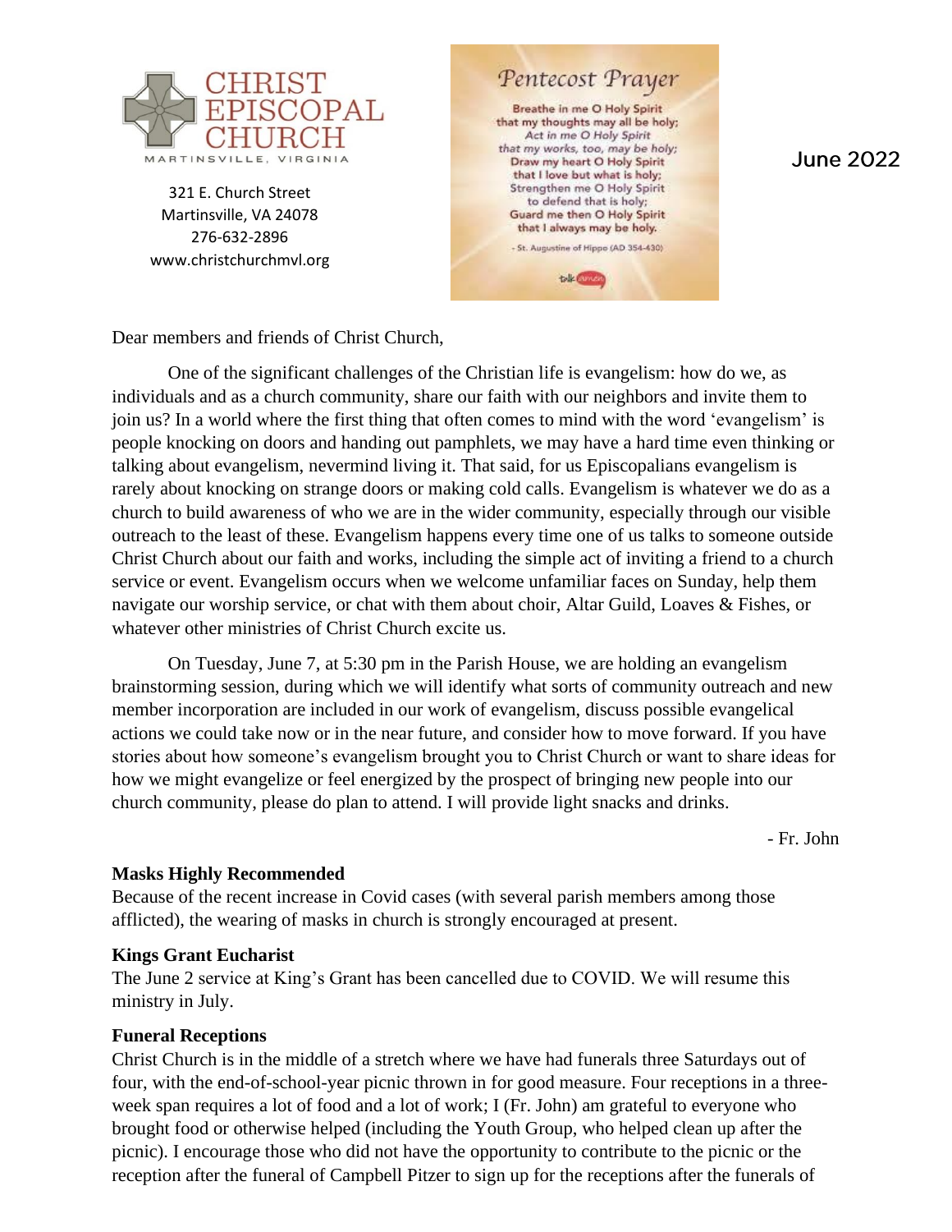CHRIST EPISCOPAL CHURCH
MARTINSVILLE, VIRGINIA

321 E. Church Street
Martinsville, VA 24078
276-632-2896
www.christchurchmvl.org

*Pentecost Prayer*

Breathe in me O Holy Spirit
that my thoughts may all be holy;
Act in me O Holy Spirit
that my works, too, may be holy;
Draw my heart O Holy Spirit
that I love but what is holy;
Strengthen me O Holy Spirit
to defend that is holy;
Guard me then O Holy Spirit
that I always may be holy.

- St. Augustine of Hippo (AD 354-430)

June 2022

Dear members and friends of Christ Church,

One of the significant challenges of the Christian life is evangelism: how do we, as individuals and as a church community, share our faith with our neighbors and invite them to join us? In a world where the first thing that often comes to mind with the word 'evangelism' is people knocking on doors and handing out pamphlets, we may have a hard time even thinking or talking about evangelism, nevermind living it. That said, for us Episcopalians evangelism is rarely about knocking on strange doors or making cold calls. Evangelism is whatever we do as a church to build awareness of who we are in the wider community, especially through our visible outreach to the least of these. Evangelism happens every time one of us talks to someone outside Christ Church about our faith and works, including the simple act of inviting a friend to a church service or event. Evangelism occurs when we welcome unfamiliar faces on Sunday, help them navigate our worship service, or chat with them about choir, Altar Guild, Loaves & Fishes, or whatever other ministries of Christ Church excite us.

On Tuesday, June 7, at 5:30 pm in the Parish House, we are holding an evangelism brainstorming session, during which we will identify what sorts of community outreach and new member incorporation are included in our work of evangelism, discuss possible evangelical actions we could take now or in the near future, and consider how to move forward. If you have stories about how someone's evangelism brought you to Christ Church or want to share ideas for how we might evangelize or feel energized by the prospect of bringing new people into our church community, please do plan to attend. I will provide light snacks and drinks.

- Fr. John

**Masks Highly Recommended**

Because of the recent increase in Covid cases (with several parish members among those afflicted), the wearing of masks in church is strongly encouraged at present.

**Kings Grant Eucharist**

The June 2 service at King's Grant has been cancelled due to COVID. We will resume this ministry in July.

**Funeral Receptions**

Christ Church is in the middle of a stretch where we have had funerals three Saturdays out of four, with the end-of-school-year picnic thrown in for good measure. Four receptions in a three-week span requires a lot of food and a lot of work; I (Fr. John) am grateful to everyone who brought food or otherwise helped (including the Youth Group, who helped clean up after the picnic). I encourage those who did not have the opportunity to contribute to the picnic or the reception after the funeral of Campbell Pitzer to sign up for the receptions after the funerals of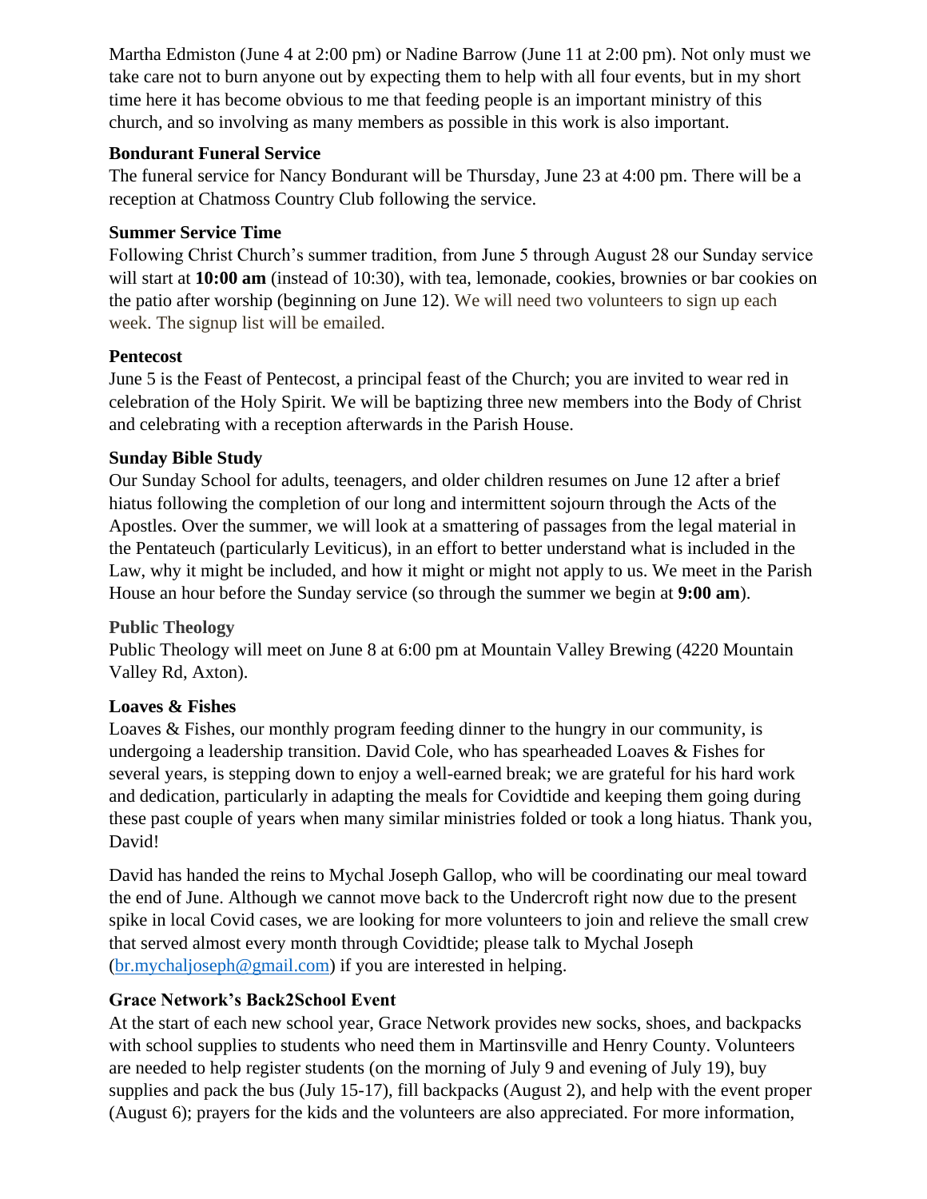Martha Edmiston (June 4 at 2:00 pm) or Nadine Barrow (June 11 at 2:00 pm). Not only must we take care not to burn anyone out by expecting them to help with all four events, but in my short time here it has become obvious to me that feeding people is an important ministry of this church, and so involving as many members as possible in this work is also important.

**Bondurant Funeral Service**

The funeral service for Nancy Bondurant will be Thursday, June 23 at 4:00 pm. There will be a reception at Chatmoss Country Club following the service.

**Summer Service Time**

Following Christ Church's summer tradition, from June 5 through August 28 our Sunday service will start at **10:00 am** (instead of 10:30), with tea, lemonade, cookies, brownies or bar cookies on the patio after worship (beginning on June 12). We will need two volunteers to sign up each week. The signup list will be emailed.

**Pentecost**

June 5 is the Feast of Pentecost, a principal feast of the Church; you are invited to wear red in celebration of the Holy Spirit. We will be baptizing three new members into the Body of Christ and celebrating with a reception afterwards in the Parish House.

**Sunday Bible Study**

Our Sunday School for adults, teenagers, and older children resumes on June 12 after a brief hiatus following the completion of our long and intermittent sojourn through the Acts of the Apostles. Over the summer, we will look at a smattering of passages from the legal material in the Pentateuch (particularly Leviticus), in an effort to better understand what is included in the Law, why it might be included, and how it might or might not apply to us. We meet in the Parish House an hour before the Sunday service (so through the summer we begin at **9:00 am**).

**Public Theology**

Public Theology will meet on June 8 at 6:00 pm at Mountain Valley Brewing (4220 Mountain Valley Rd, Axton).

**Loaves & Fishes**

Loaves & Fishes, our monthly program feeding dinner to the hungry in our community, is undergoing a leadership transition. David Cole, who has spearheaded Loaves & Fishes for several years, is stepping down to enjoy a well-earned break; we are grateful for his hard work and dedication, particularly in adapting the meals for Covidtide and keeping them going during these past couple of years when many similar ministries folded or took a long hiatus. Thank you, David!

David has handed the reins to Mychal Joseph Gallop, who will be coordinating our meal toward the end of June. Although we cannot move back to the Undercroft right now due to the present spike in local Covid cases, we are looking for more volunteers to join and relieve the small crew that served almost every month through Covidtide; please talk to Mychal Joseph (br.mychaljoseph@gmail.com) if you are interested in helping.

**Grace Network's Back2School Event**

At the start of each new school year, Grace Network provides new socks, shoes, and backpacks with school supplies to students who need them in Martinsville and Henry County. Volunteers are needed to help register students (on the morning of July 9 and evening of July 19), buy supplies and pack the bus (July 15-17), fill backpacks (August 2), and help with the event proper (August 6); prayers for the kids and the volunteers are also appreciated. For more information,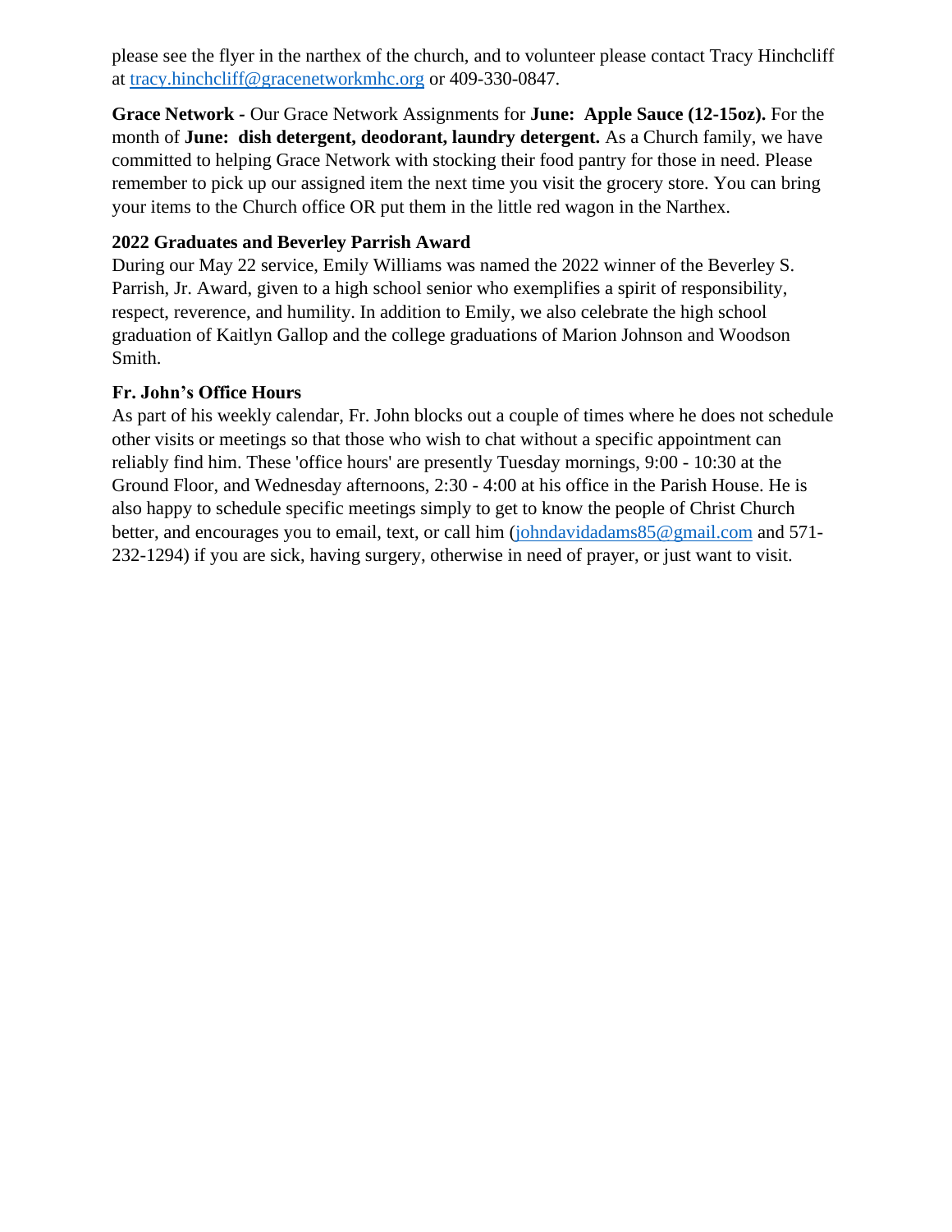please see the flyer in the narthex of the church, and to volunteer please contact Tracy Hinchcliff at tracy.hinchcliff@gracenetworkmhc.org or 409-330-0847.

**Grace Network -** Our Grace Network Assignments for **June: Apple Sauce (12-15oz).** For the month of **June: dish detergent, deodorant, laundry detergent.** As a Church family, we have committed to helping Grace Network with stocking their food pantry for those in need. Please remember to pick up our assigned item the next time you visit the grocery store. You can bring your items to the Church office OR put them in the little red wagon in the Narthex.

**2022 Graduates and Beverley Parrish Award**

During our May 22 service, Emily Williams was named the 2022 winner of the Beverley S. Parrish, Jr. Award, given to a high school senior who exemplifies a spirit of responsibility, respect, reverence, and humility. In addition to Emily, we also celebrate the high school graduation of Kaitlyn Gallop and the college graduations of Marion Johnson and Woodson Smith.

**Fr. John's Office Hours**

As part of his weekly calendar, Fr. John blocks out a couple of times where he does not schedule other visits or meetings so that those who wish to chat without a specific appointment can reliably find him. These 'office hours' are presently Tuesday mornings, 9:00 - 10:30 at the Ground Floor, and Wednesday afternoons, 2:30 - 4:00 at his office in the Parish House. He is also happy to schedule specific meetings simply to get to know the people of Christ Church better, and encourages you to email, text, or call him (johndavidadams85@gmail.com and 571-232-1294) if you are sick, having surgery, otherwise in need of prayer, or just want to visit.